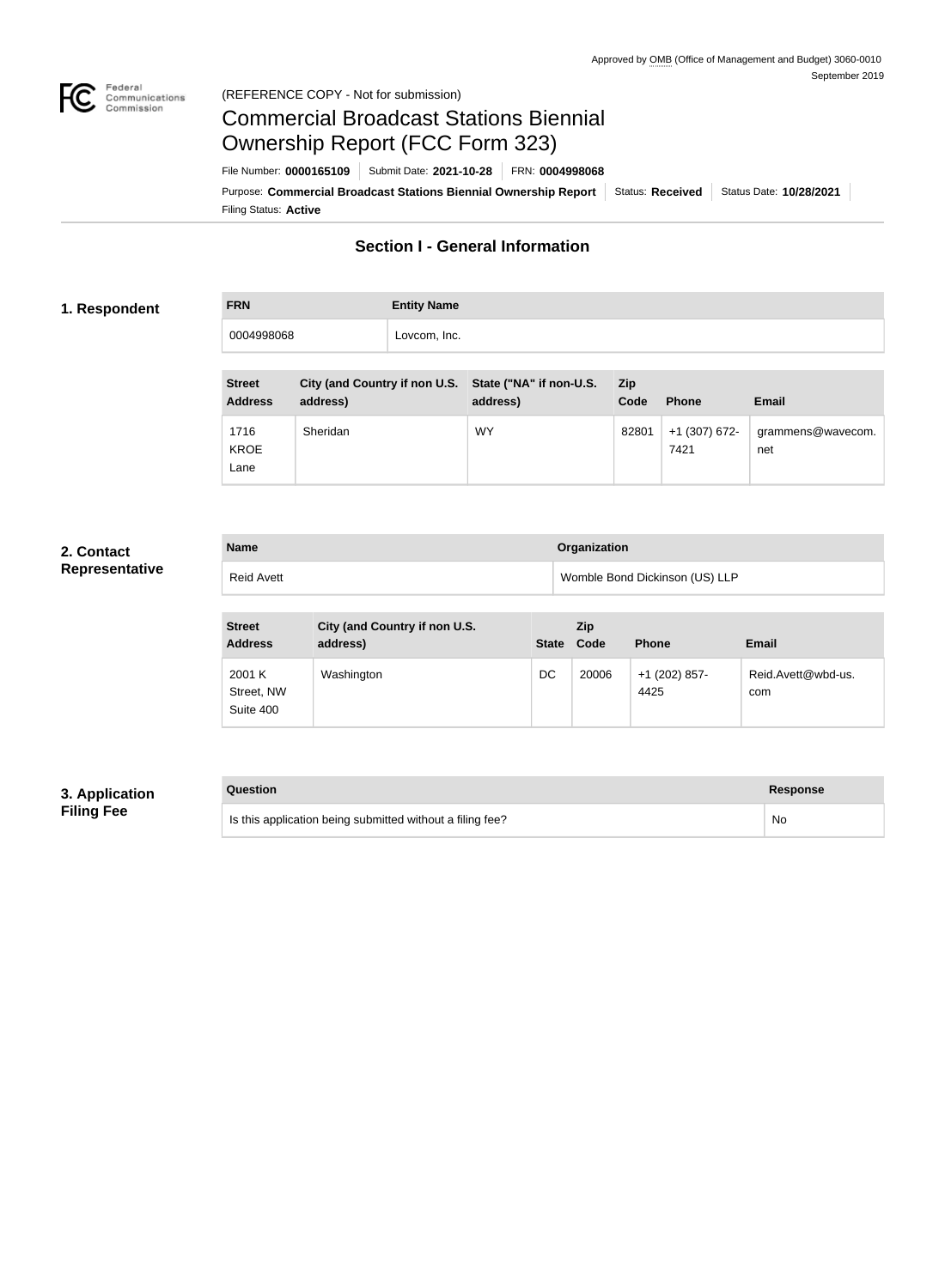Approved by OMB (Office of Management and Budget) 3060-0010
September 2019

(REFERENCE COPY - Not for submission)

# Commercial Broadcast Stations Biennial Ownership Report (FCC Form 323)

File Number: **0000165109** | Submit Date: **2021-10-28** | FRN: **0004998068**

Purpose: **Commercial Broadcast Stations Biennial Ownership Report** | Status: **Received** | Status Date: **10/28/2021**

Filing Status: **Active**

## Section I - General Information

### 1. Respondent

| FRN | Entity Name |
|---|---|
| 0004998068 | Lovcom, Inc. |

| Street Address | City (and Country if non U.S. address) | State ("NA" if non-U.S. address) | Zip Code | Phone | Email |
|---|---|---|---|---|---|
| 1716 KROE Lane | Sheridan | WY | 82801 | +1 (307) 672-7421 | grammens@wavecom.net |

### 2. Contact Representative

| Name | Organization |
|---|---|
| Reid Avett | Womble Bond Dickinson (US) LLP |

| Street Address | City (and Country if non U.S. address) | State | Zip Code | Phone | Email |
|---|---|---|---|---|---|
| 2001 K Street, NW Suite 400 | Washington | DC | 20006 | +1 (202) 857-4425 | Reid.Avett@wbd-us.com |

### 3. Application Filing Fee

| Question | Response |
|---|---|
| Is this application being submitted without a filing fee? | No |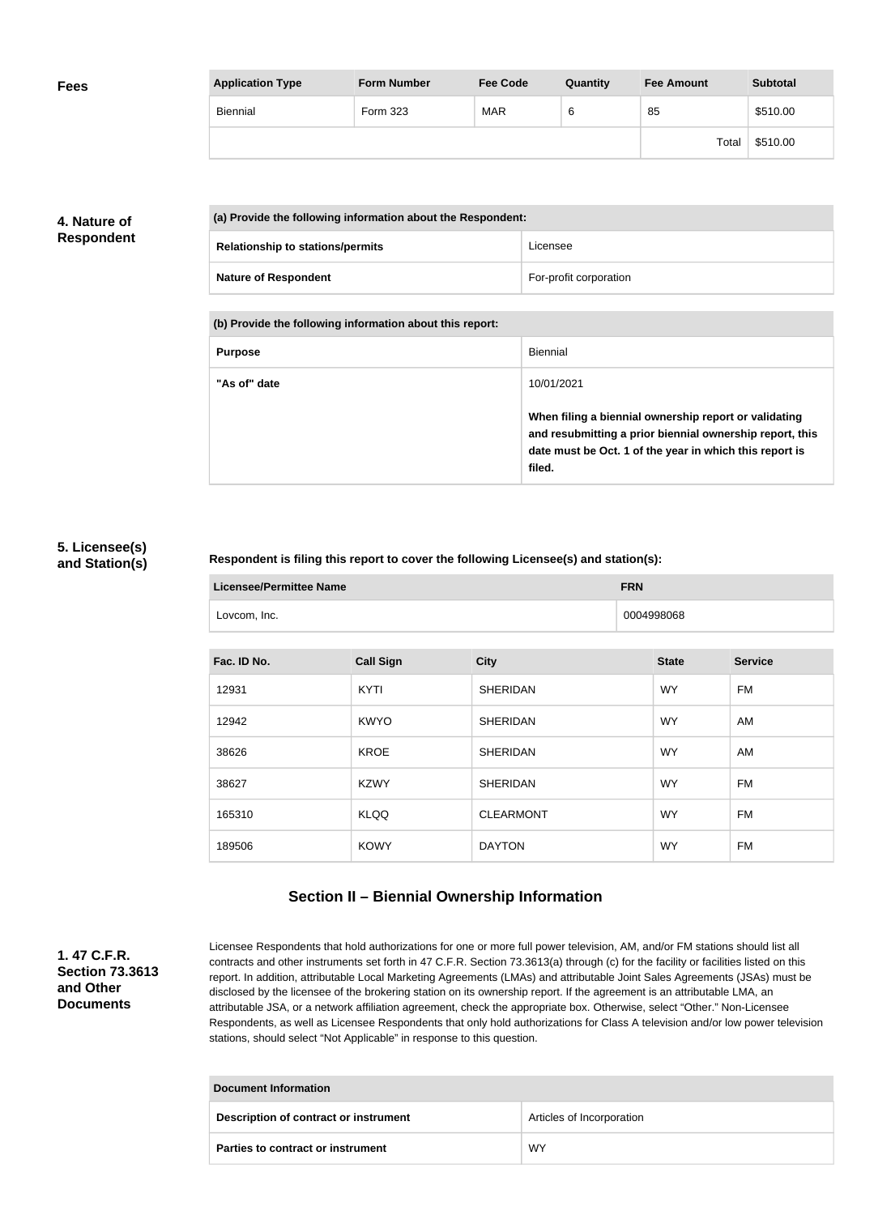**Fees**

| Application Type | Form Number | Fee Code | Quantity | Fee Amount | Subtotal |
|---|---|---|---|---|---|
| Biennial | Form 323 | MAR | 6 | 85 | $510.00 |
| | | | | Total | $510.00 |

**4. Nature of Respondent**

| (a) Provide the following information about the Respondent: | |
|---|---|
| Relationship to stations/permits | Licensee |
| Nature of Respondent | For-profit corporation |

| (b) Provide the following information about this report: | |
|---|---|
| Purpose | Biennial |
| "As of" date | 10/01/2021<br><br>**When filing a biennial ownership report or validating and resubmitting a prior biennial ownership report, this date must be Oct. 1 of the year in which this report is filed.** |

**5. Licensee(s) and Station(s)**

**Respondent is filing this report to cover the following Licensee(s) and station(s):**

| Licensee/Permittee Name | FRN |
|---|---|
| Lovcom, Inc. | 0004998068 |

| Fac. ID No. | Call Sign | City | State | Service |
|---|---|---|---|---|
| 12931 | KYTI | SHERIDAN | WY | FM |
| 12942 | KWYO | SHERIDAN | WY | AM |
| 38626 | KROE | SHERIDAN | WY | AM |
| 38627 | KZWY | SHERIDAN | WY | FM |
| 165310 | KLQQ | CLEARMONT | WY | FM |
| 189506 | KOWY | DAYTON | WY | FM |

## Section II – Biennial Ownership Information

**1. 47 C.F.R. Section 73.3613 and Other Documents**

Licensee Respondents that hold authorizations for one or more full power television, AM, and/or FM stations should list all contracts and other instruments set forth in 47 C.F.R. Section 73.3613(a) through (c) for the facility or facilities listed on this report. In addition, attributable Local Marketing Agreements (LMAs) and attributable Joint Sales Agreements (JSAs) must be disclosed by the licensee of the brokering station on its ownership report. If the agreement is an attributable LMA, an attributable JSA, or a network affiliation agreement, check the appropriate box. Otherwise, select "Other." Non-Licensee Respondents, as well as Licensee Respondents that only hold authorizations for Class A television and/or low power television stations, should select "Not Applicable" in response to this question.

| Document Information | |
|---|---|
| Description of contract or instrument | Articles of Incorporation |
| Parties to contract or instrument | WY |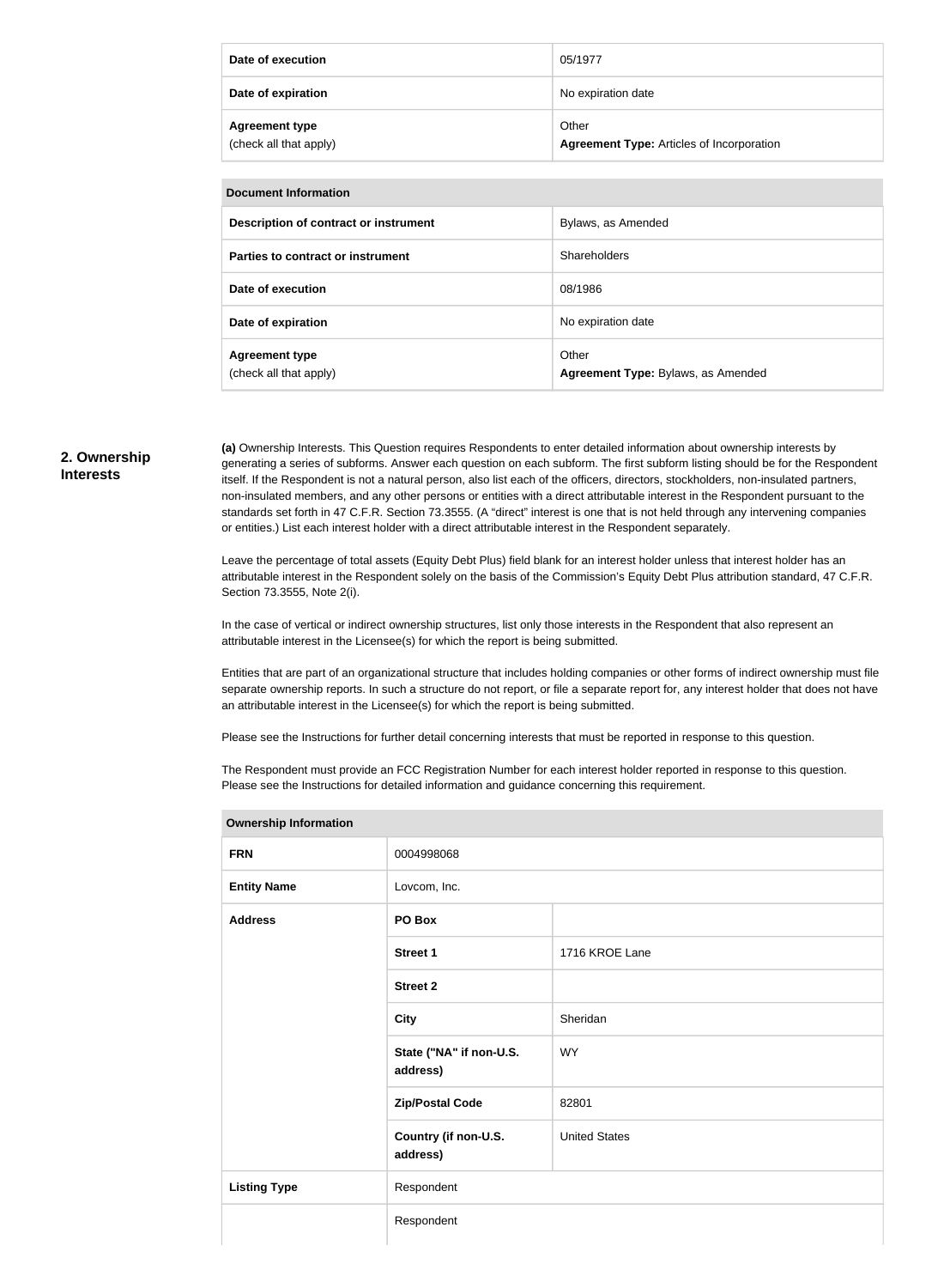| | |
|---|---|
| **Date of execution** | 05/1977 |
| **Date of expiration** | No expiration date |
| **Agreement type** (check all that apply) | Other **Agreement Type:** Articles of Incorporation |

| **Document Information** | |
|---|---|
| **Description of contract or instrument** | Bylaws, as Amended |
| **Parties to contract or instrument** | Shareholders |
| **Date of execution** | 08/1986 |
| **Date of expiration** | No expiration date |
| **Agreement type** (check all that apply) | Other **Agreement Type:** Bylaws, as Amended |

## 2. Ownership Interests

**(a)** Ownership Interests. This Question requires Respondents to enter detailed information about ownership interests by generating a series of subforms. Answer each question on each subform. The first subform listing should be for the Respondent itself. If the Respondent is not a natural person, also list each of the officers, directors, stockholders, non-insulated partners, non-insulated members, and any other persons or entities with a direct attributable interest in the Respondent pursuant to the standards set forth in 47 C.F.R. Section 73.3555. (A "direct" interest is one that is not held through any intervening companies or entities.) List each interest holder with a direct attributable interest in the Respondent separately.

Leave the percentage of total assets (Equity Debt Plus) field blank for an interest holder unless that interest holder has an attributable interest in the Respondent solely on the basis of the Commission's Equity Debt Plus attribution standard, 47 C.F.R. Section 73.3555, Note 2(i).

In the case of vertical or indirect ownership structures, list only those interests in the Respondent that also represent an attributable interest in the Licensee(s) for which the report is being submitted.

Entities that are part of an organizational structure that includes holding companies or other forms of indirect ownership must file separate ownership reports. In such a structure do not report, or file a separate report for, any interest holder that does not have an attributable interest in the Licensee(s) for which the report is being submitted.

Please see the Instructions for further detail concerning interests that must be reported in response to this question.

The Respondent must provide an FCC Registration Number for each interest holder reported in response to this question. Please see the Instructions for detailed information and guidance concerning this requirement.

| **Ownership Information** | | |
|---|---|---|
| **FRN** | 0004998068 | |
| **Entity Name** | Lovcom, Inc. | |
| **Address** | **PO Box** | |
| | **Street 1** | 1716 KROE Lane |
| | **Street 2** | |
| | **City** | Sheridan |
| | **State ("NA" if non-U.S. address)** | WY |
| | **Zip/Postal Code** | 82801 |
| | **Country (if non-U.S. address)** | United States |
| **Listing Type** | Respondent | |
| | Respondent | |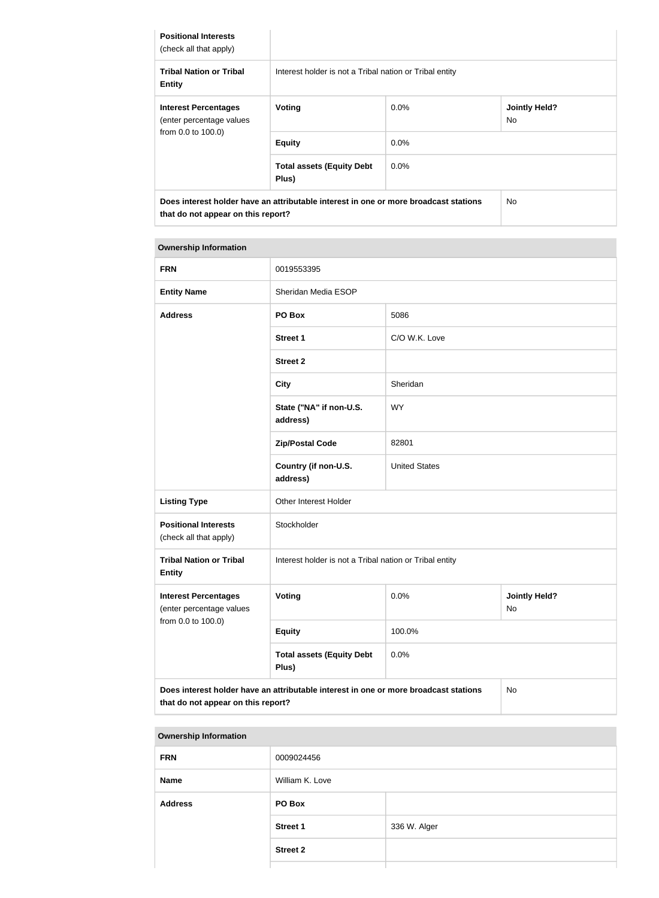| **Positional Interests** (check all that apply) | | | |
|---|---|---|---|
| **Tribal Nation or Tribal Entity** | Interest holder is not a Tribal nation or Tribal entity | | |
| **Interest Percentages** (enter percentage values from 0.0 to 100.0) | **Voting** | 0.0% | **Jointly Held?** No |
| | **Equity** | 0.0% | |
| | **Total assets (Equity Debt Plus)** | 0.0% | |
| **Does interest holder have an attributable interest in one or more broadcast stations that do not appear on this report?** | | | No |

| **Ownership Information** | | | |
|---|---|---|---|
| **FRN** | 0019553395 | | |
| **Entity Name** | Sheridan Media ESOP | | |
| **Address** | **PO Box** | 5086 | |
| | **Street 1** | C/O W.K. Love | |
| | **Street 2** | | |
| | **City** | Sheridan | |
| | **State ("NA" if non-U.S. address)** | WY | |
| | **Zip/Postal Code** | 82801 | |
| | **Country (if non-U.S. address)** | United States | |
| **Listing Type** | Other Interest Holder | | |
| **Positional Interests** (check all that apply) | Stockholder | | |
| **Tribal Nation or Tribal Entity** | Interest holder is not a Tribal nation or Tribal entity | | |
| **Interest Percentages** (enter percentage values from 0.0 to 100.0) | **Voting** | 0.0% | **Jointly Held?** No |
| | **Equity** | 100.0% | |
| | **Total assets (Equity Debt Plus)** | 0.0% | |
| **Does interest holder have an attributable interest in one or more broadcast stations that do not appear on this report?** | | | No |

| **Ownership Information** | | |
|---|---|---|
| **FRN** | 0009024456 | |
| **Name** | William K. Love | |
| **Address** | **PO Box** | |
| | **Street 1** | 336 W. Alger |
| | **Street 2** | |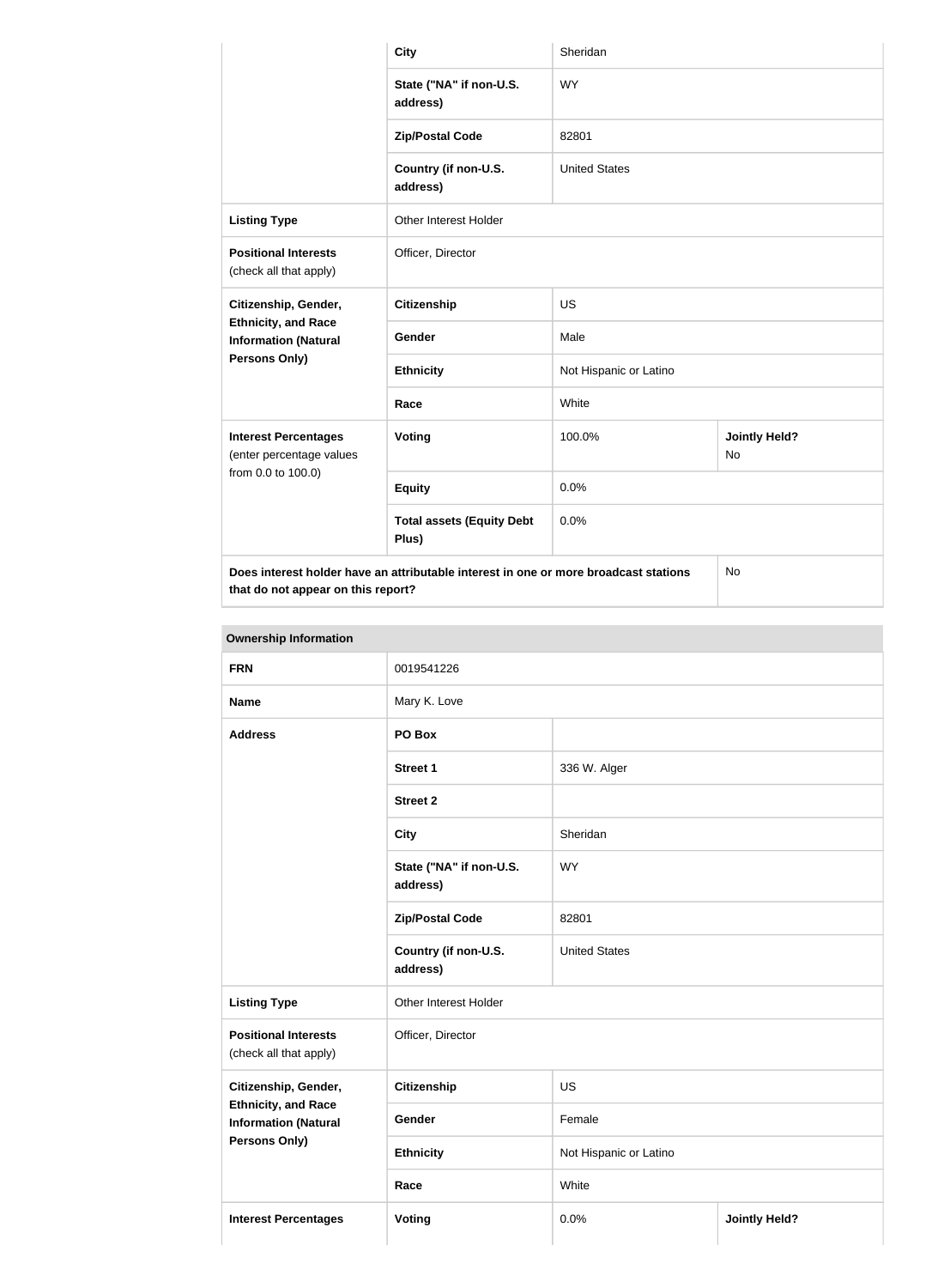| | | | |
|---|---|---|---|
| | **City** | Sheridan | |
| | **State ("NA" if non-U.S. address)** | WY | |
| | **Zip/Postal Code** | 82801 | |
| | **Country (if non-U.S. address)** | United States | |
| **Listing Type** | Other Interest Holder | | |
| **Positional Interests** (check all that apply) | Officer, Director | | |
| **Citizenship, Gender, Ethnicity, and Race Information (Natural Persons Only)** | **Citizenship** | US | |
| | **Gender** | Male | |
| | **Ethnicity** | Not Hispanic or Latino | |
| | **Race** | White | |
| **Interest Percentages** (enter percentage values from 0.0 to 100.0) | **Voting** | 100.0% | **Jointly Held?** No |
| | **Equity** | 0.0% | |
| | **Total assets (Equity Debt Plus)** | 0.0% | |
| **Does interest holder have an attributable interest in one or more broadcast stations that do not appear on this report?** | | | No |

**Ownership Information**

| | | | |
|---|---|---|---|
| **FRN** | 0019541226 | | |
| **Name** | Mary K. Love | | |
| **Address** | **PO Box** | | |
| | **Street 1** | 336 W. Alger | |
| | **Street 2** | | |
| | **City** | Sheridan | |
| | **State ("NA" if non-U.S. address)** | WY | |
| | **Zip/Postal Code** | 82801 | |
| | **Country (if non-U.S. address)** | United States | |
| **Listing Type** | Other Interest Holder | | |
| **Positional Interests** (check all that apply) | Officer, Director | | |
| **Citizenship, Gender, Ethnicity, and Race Information (Natural Persons Only)** | **Citizenship** | US | |
| | **Gender** | Female | |
| | **Ethnicity** | Not Hispanic or Latino | |
| | **Race** | White | |
| **Interest Percentages** | **Voting** | 0.0% | **Jointly Held?** |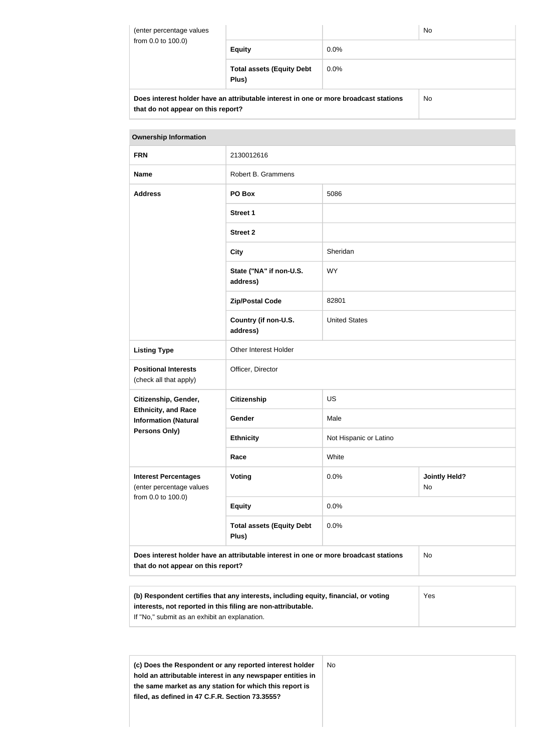| (enter percentage values from 0.0 to 100.0) | | | No |
|---|---|---|---|
| | **Equity** | 0.0% | |
| | **Total assets (Equity Debt Plus)** | 0.0% | |
| **Does interest holder have an attributable interest in one or more broadcast stations that do not appear on this report?** | | | No |

| **Ownership Information** | | | |
|---|---|---|---|
| **FRN** | 2130012616 | | |
| **Name** | Robert B. Grammens | | |
| **Address** | **PO Box** | 5086 | |
| | **Street 1** | | |
| | **Street 2** | | |
| | **City** | Sheridan | |
| | **State ("NA" if non-U.S. address)** | WY | |
| | **Zip/Postal Code** | 82801 | |
| | **Country (if non-U.S. address)** | United States | |
| **Listing Type** | Other Interest Holder | | |
| **Positional Interests** (check all that apply) | Officer, Director | | |
| **Citizenship, Gender, Ethnicity, and Race Information (Natural Persons Only)** | **Citizenship** | US | |
| | **Gender** | Male | |
| | **Ethnicity** | Not Hispanic or Latino | |
| | **Race** | White | |
| **Interest Percentages** (enter percentage values from 0.0 to 100.0) | **Voting** | 0.0% | **Jointly Held?** No |
| | **Equity** | 0.0% | |
| | **Total assets (Equity Debt Plus)** | 0.0% | |
| **Does interest holder have an attributable interest in one or more broadcast stations that do not appear on this report?** | | | No |

| **(b) Respondent certifies that any interests, including equity, financial, or voting interests, not reported in this filing are non-attributable.** If "No," submit as an exhibit an explanation. | Yes |
|---|---|

| **(c) Does the Respondent or any reported interest holder hold an attributable interest in any newspaper entities in the same market as any station for which this report is filed, as defined in 47 C.F.R. Section 73.3555?** | No |
|---|---|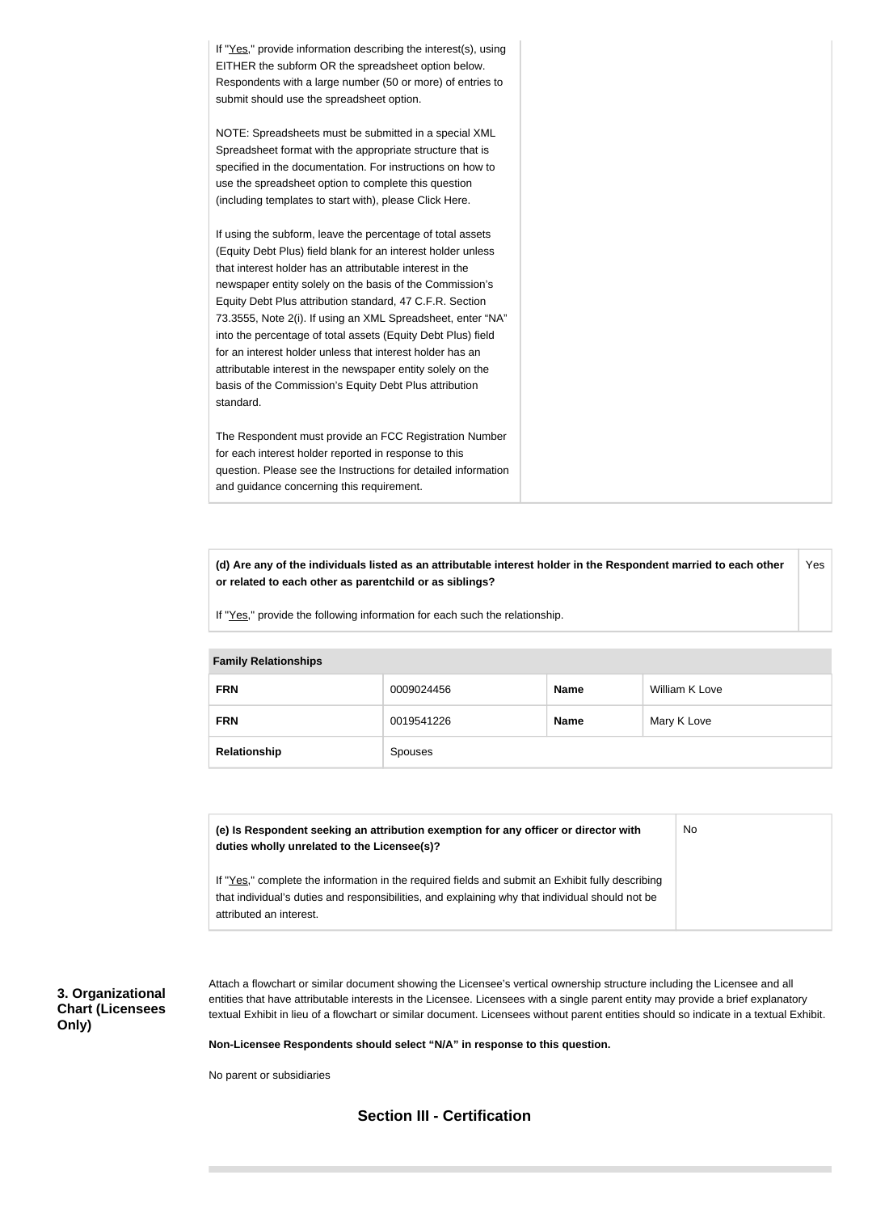If "Yes," provide information describing the interest(s), using EITHER the subform OR the spreadsheet option below. Respondents with a large number (50 or more) of entries to submit should use the spreadsheet option.

NOTE: Spreadsheets must be submitted in a special XML Spreadsheet format with the appropriate structure that is specified in the documentation. For instructions on how to use the spreadsheet option to complete this question (including templates to start with), please Click Here.

If using the subform, leave the percentage of total assets (Equity Debt Plus) field blank for an interest holder unless that interest holder has an attributable interest in the newspaper entity solely on the basis of the Commission's Equity Debt Plus attribution standard, 47 C.F.R. Section 73.3555, Note 2(i). If using an XML Spreadsheet, enter "NA" into the percentage of total assets (Equity Debt Plus) field for an interest holder unless that interest holder has an attributable interest in the newspaper entity solely on the basis of the Commission's Equity Debt Plus attribution standard.

The Respondent must provide an FCC Registration Number for each interest holder reported in response to this question. Please see the Instructions for detailed information and guidance concerning this requirement.

| **(d) Are any of the individuals listed as an attributable interest holder in the Respondent married to each other or related to each other as parentchild or as siblings?**<br><br>If "Yes," provide the following information for each such the relationship. | Yes |
|---|---|

| **Family Relationships** | | | |
|---|---|---|---|
| **FRN** | 0009024456 | **Name** | William K Love |
| **FRN** | 0019541226 | **Name** | Mary K Love |
| **Relationship** | Spouses | | |

| **(e) Is Respondent seeking an attribution exemption for any officer or director with duties wholly unrelated to the Licensee(s)?**<br><br>If "Yes," complete the information in the required fields and submit an Exhibit fully describing that individual's duties and responsibilities, and explaining why that individual should not be attributed an interest. | No |
|---|---|

**3. Organizational Chart (Licensees Only)**

Attach a flowchart or similar document showing the Licensee's vertical ownership structure including the Licensee and all entities that have attributable interests in the Licensee. Licensees with a single parent entity may provide a brief explanatory textual Exhibit in lieu of a flowchart or similar document. Licensees without parent entities should so indicate in a textual Exhibit.

**Non-Licensee Respondents should select "N/A" in response to this question.**

No parent or subsidiaries

## Section III - Certification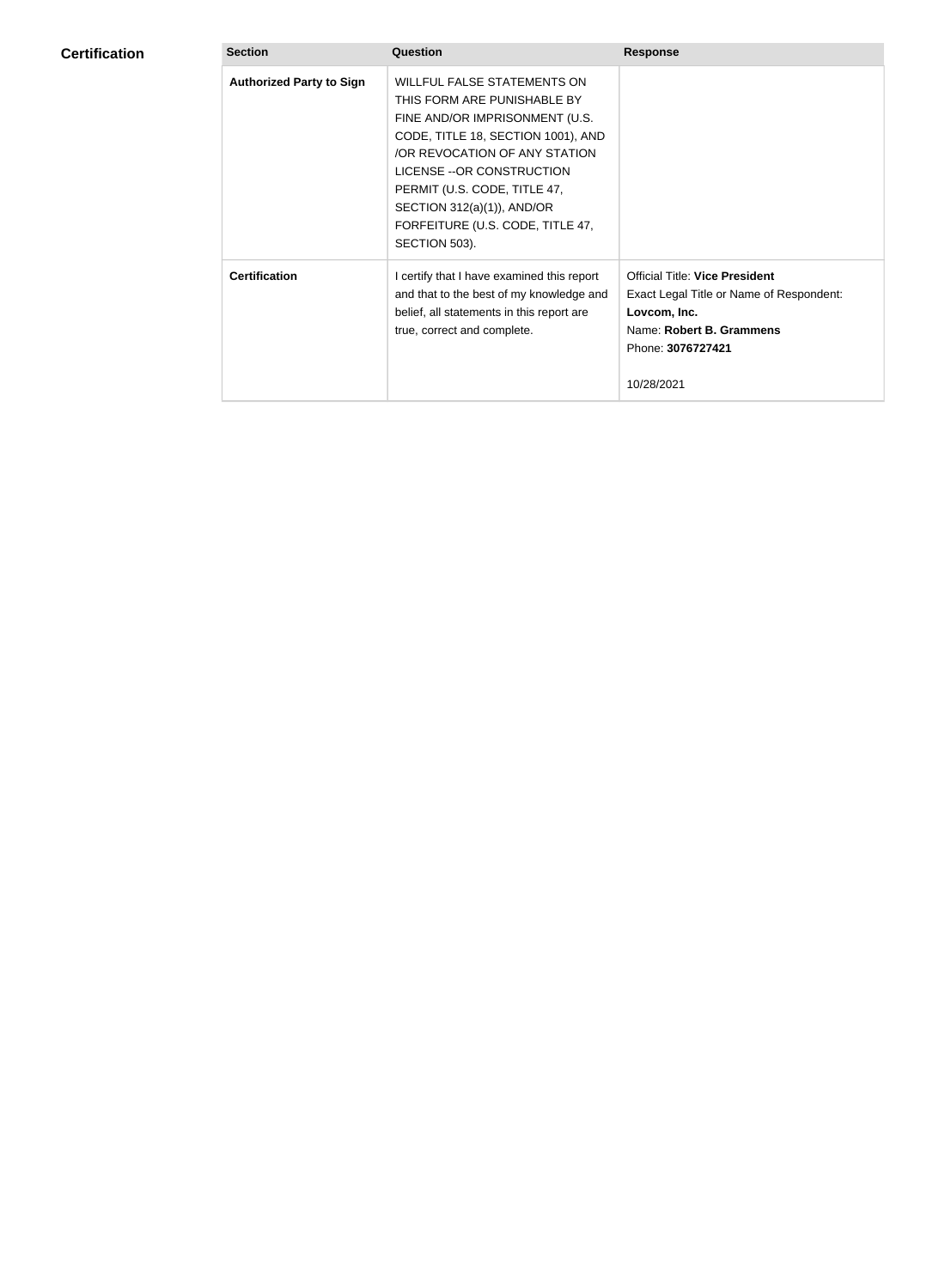## Certification

| Section | Question | Response |
|---|---|---|
| **Authorized Party to Sign** | WILLFUL FALSE STATEMENTS ON THIS FORM ARE PUNISHABLE BY FINE AND/OR IMPRISONMENT (U.S. CODE, TITLE 18, SECTION 1001), AND /OR REVOCATION OF ANY STATION LICENSE --OR CONSTRUCTION PERMIT (U.S. CODE, TITLE 47, SECTION 312(a)(1)), AND/OR FORFEITURE (U.S. CODE, TITLE 47, SECTION 503). | |
| **Certification** | I certify that I have examined this report and that to the best of my knowledge and belief, all statements in this report are true, correct and complete. | Official Title: **Vice President**<br>Exact Legal Title or Name of Respondent: **Lovcom, Inc.**<br>Name: **Robert B. Grammens**<br>Phone: **3076727421**<br><br>10/28/2021 |